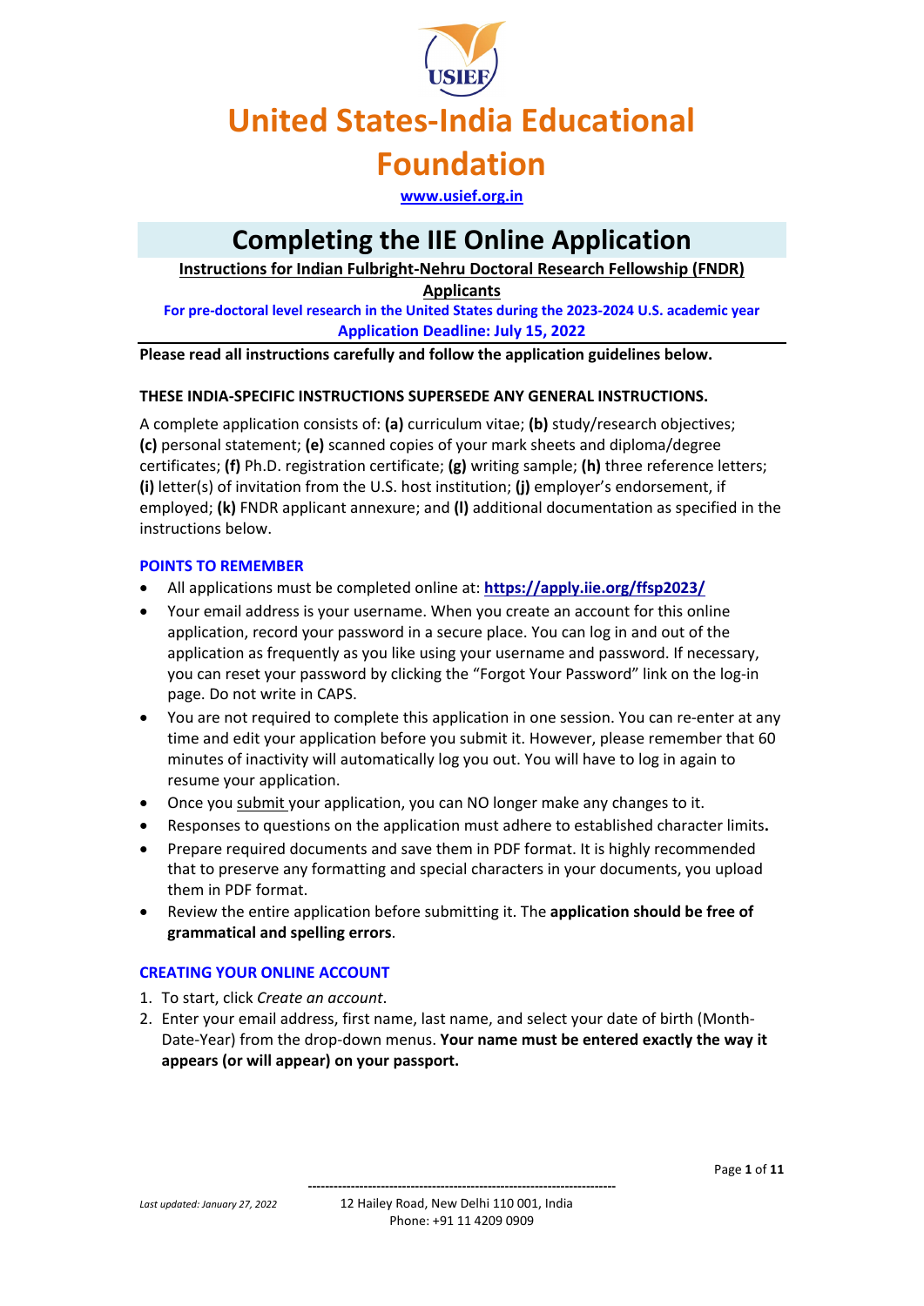# United States-India Educational Foundation

www.usief.org.in

## Completing the IIE Online Application

**Instructions for Indian Fulbright-Nehru Doctoral Research Fellowship (FNDR) Applicants**

**For pre-doctoral level research in the United States during the 2023-2024 U.S. academic year**

**Application Deadline: July 15, 2022**

**Please read all instructions carefully and follow the application guidelines below.**

**THESE INDIA-SPECIFIC INSTRUCTIONS SUPERSEDE ANY GENERAL INSTRUCTIONS.**

A complete application consists of: **(a)** curriculum vitae; **(b)** study/research objectives; **(c)** personal statement; **(e)** scanned copies of your mark sheets and diploma/degree certificates; **(f)** Ph.D. registration certificate; **(g)** writing sample; **(h)** three reference letters; **(i)** letter(s) of invitation from the U.S. host institution; **(j)** employer's endorsement, if employed; **(k)** FNDR applicant annexure; and **(l)** additional documentation as specified in the instructions below.

### POINTS TO REMEMBER

- All applications must be completed online at: **https://apply.iie.org/ffsp2023/**
- Your email address is your username. When you create an account for this online application, record your password in a secure place. You can log in and out of the application as frequently as you like using your username and password. If necessary, you can reset your password by clicking the "Forgot Your Password" link on the log-in page. Do not write in CAPS.
- You are not required to complete this application in one session. You can re-enter at any time and edit your application before you submit it. However, please remember that 60 minutes of inactivity will automatically log you out. You will have to log in again to resume your application.
- Once you submit your application, you can NO longer make any changes to it.
- Responses to questions on the application must adhere to established character limits**.**
- Prepare required documents and save them in PDF format. It is highly recommended that to preserve any formatting and special characters in your documents, you upload them in PDF format.
- Review the entire application before submitting it. The **application should be free of grammatical and spelling errors**.

### CREATING YOUR ONLINE ACCOUNT

1. To start, click *Create an account*.
2. Enter your email address, first name, last name, and select your date of birth (Month-Date-Year) from the drop-down menus. **Your name must be entered exactly the way it appears (or will appear) on your passport.**

*Last updated: January 27, 2022*

12 Hailey Road, New Delhi 110 001, India
Phone: +91 11 4209 0909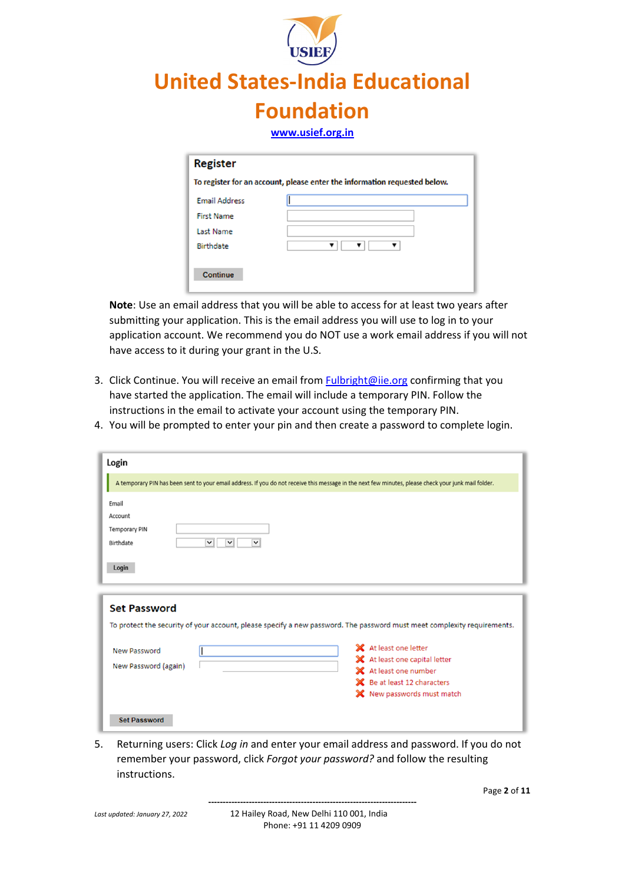# United States-India Educational Foundation

www.usief.org.in

**Register**

To register for an account, please enter the information requested below.

- Email Address
- First Name
- Last Name
- Birthdate

Continue

**Note**: Use an email address that you will be able to access for at least two years after submitting your application. This is the email address you will use to log in to your application account. We recommend you do NOT use a work email address if you will not have access to it during your grant in the U.S.

3. Click Continue. You will receive an email from Fulbright@iie.org confirming that you have started the application. The email will include a temporary PIN. Follow the instructions in the email to activate your account using the temporary PIN.
4. You will be prompted to enter your pin and then create a password to complete login.

**Login**

A temporary PIN has been sent to your email address. If you do not receive this message in the next few minutes, please check your junk mail folder.

- Email
- Account
- Temporary PIN
- Birthdate

Login

**Set Password**

To protect the security of your account, please specify a new password. The password must meet complexity requirements.

- New Password
- New Password (again)

- At least one letter
- At least one capital letter
- At least one number
- Be at least 12 characters
- New passwords must match

Set Password

5. Returning users: Click *Log in* and enter your email address and password. If you do not remember your password, click *Forgot your password?* and follow the resulting instructions.

*Last updated: January 27, 2022*

12 Hailey Road, New Delhi 110 001, India
Phone: +91 11 4209 0909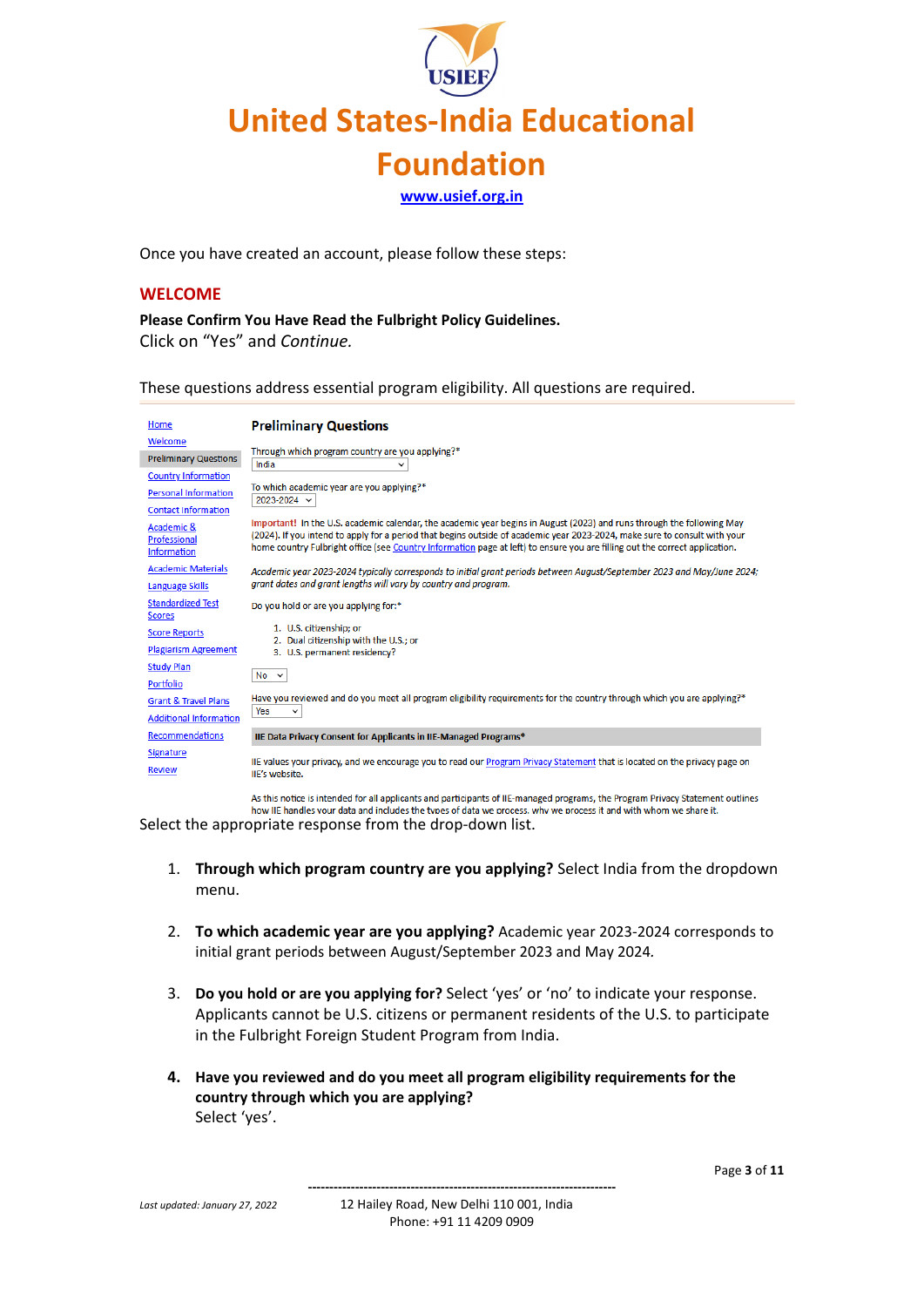Once you have created an account, please follow these steps:

## WELCOME

**Please Confirm You Have Read the Fulbright Policy Guidelines.**
Click on "Yes" and *Continue.*

These questions address essential program eligibility. All questions are required.

Home
Welcome
Preliminary Questions
Country Information
Personal Information
Contact Information
Academic & Professional Information
Academic Materials
Language Skills
Standardized Test Scores
Score Reports
Plagiarism Agreement
Study Plan
Portfolio
Grant & Travel Plans
Additional Information
Recommendations
Signature
Review

**Preliminary Questions**

Through which program country are you applying?*
India

To which academic year are you applying?*
2023-2024

Important! In the U.S. academic calendar, the academic year begins in August (2023) and runs through the following May (2024). If you intend to apply for a period that begins outside of academic year 2023-2024, make sure to consult with your home country Fulbright office (see Country Information page at left) to ensure you are filling out the correct application.

*Academic year 2023-2024 typically corresponds to initial grant periods between August/September 2023 and May/June 2024; grant dates and grant lengths will vary by country and program.*

Do you hold or are you applying for:*

1. U.S. citizenship; or
2. Dual citizenship with the U.S.; or
3. U.S. permanent residency?

No

Have you reviewed and do you meet all program eligibility requirements for the country through which you are applying?*
Yes

**IIE Data Privacy Consent for Applicants in IIE-Managed Programs***

IIE values your privacy, and we encourage you to read our Program Privacy Statement that is located on the privacy page on IIE's website.

As this notice is intended for all applicants and participants of IIE-managed programs, the Program Privacy Statement outlines how IIE handles your data and includes the types of data we process, why we process it and with whom we share it.

Select the appropriate response from the drop-down list.

1. **Through which program country are you applying?** Select India from the dropdown menu.

2. **To which academic year are you applying?** Academic year 2023-2024 corresponds to initial grant periods between August/September 2023 and May 2024.

3. **Do you hold or are you applying for?** Select 'yes' or 'no' to indicate your response. Applicants cannot be U.S. citizens or permanent residents of the U.S. to participate in the Fulbright Foreign Student Program from India.

4. **Have you reviewed and do you meet all program eligibility requirements for the country through which you are applying?**
   Select 'yes'.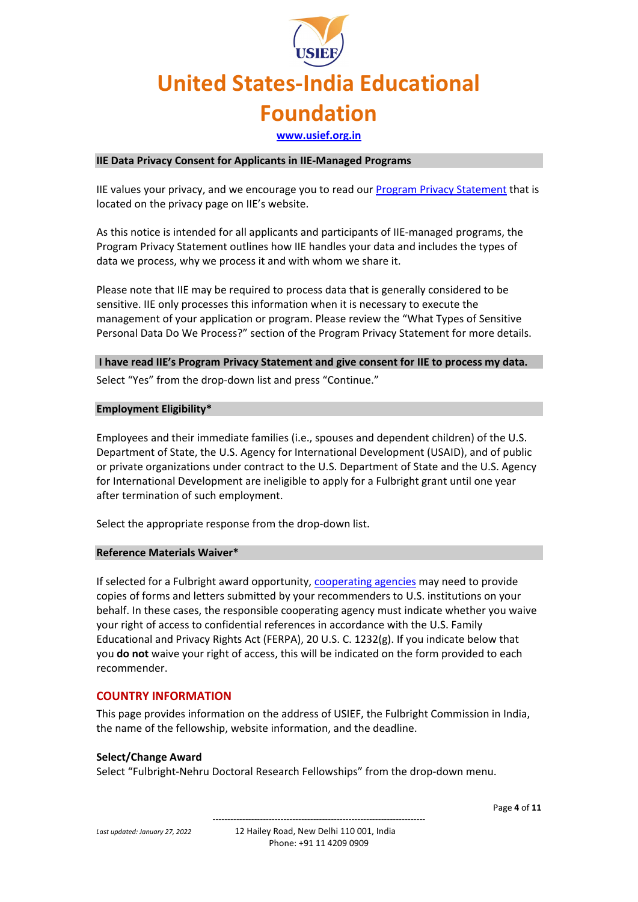## IIE Data Privacy Consent for Applicants in IIE-Managed Programs

IIE values your privacy, and we encourage you to read our [Program Privacy Statement]() that is located on the privacy page on IIE's website.

As this notice is intended for all applicants and participants of IIE-managed programs, the Program Privacy Statement outlines how IIE handles your data and includes the types of data we process, why we process it and with whom we share it.

Please note that IIE may be required to process data that is generally considered to be sensitive. IIE only processes this information when it is necessary to execute the management of your application or program. Please review the "What Types of Sensitive Personal Data Do We Process?" section of the Program Privacy Statement for more details.

## I have read IIE's Program Privacy Statement and give consent for IIE to process my data.

Select "Yes" from the drop-down list and press "Continue."

## Employment Eligibility*

Employees and their immediate families (i.e., spouses and dependent children) of the U.S. Department of State, the U.S. Agency for International Development (USAID), and of public or private organizations under contract to the U.S. Department of State and the U.S. Agency for International Development are ineligible to apply for a Fulbright grant until one year after termination of such employment.

Select the appropriate response from the drop-down list.

## Reference Materials Waiver*

If selected for a Fulbright award opportunity, [cooperating agencies]() may need to provide copies of forms and letters submitted by your recommenders to U.S. institutions on your behalf. In these cases, the responsible cooperating agency must indicate whether you waive your right of access to confidential references in accordance with the U.S. Family Educational and Privacy Rights Act (FERPA), 20 U.S. C. 1232(g). If you indicate below that you **do not** waive your right of access, this will be indicated on the form provided to each recommender.

## COUNTRY INFORMATION

This page provides information on the address of USIEF, the Fulbright Commission in India, the name of the fellowship, website information, and the deadline.

**Select/Change Award**
Select "Fulbright-Nehru Doctoral Research Fellowships" from the drop-down menu.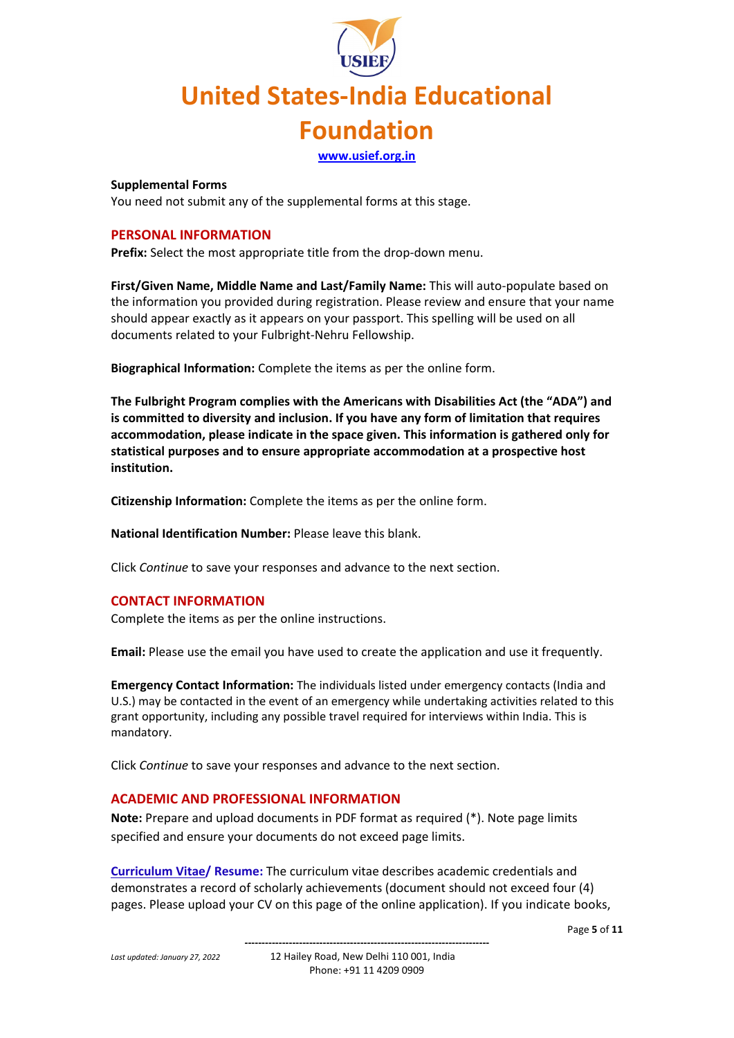**Supplemental Forms**
You need not submit any of the supplemental forms at this stage.

## PERSONAL INFORMATION

**Prefix:** Select the most appropriate title from the drop-down menu.

**First/Given Name, Middle Name and Last/Family Name:** This will auto-populate based on the information you provided during registration. Please review and ensure that your name should appear exactly as it appears on your passport. This spelling will be used on all documents related to your Fulbright-Nehru Fellowship.

**Biographical Information:** Complete the items as per the online form.

**The Fulbright Program complies with the Americans with Disabilities Act (the "ADA") and is committed to diversity and inclusion. If you have any form of limitation that requires accommodation, please indicate in the space given. This information is gathered only for statistical purposes and to ensure appropriate accommodation at a prospective host institution.**

**Citizenship Information:** Complete the items as per the online form.

**National Identification Number:** Please leave this blank.

Click *Continue* to save your responses and advance to the next section.

## CONTACT INFORMATION

Complete the items as per the online instructions.

**Email:** Please use the email you have used to create the application and use it frequently.

**Emergency Contact Information:** The individuals listed under emergency contacts (India and U.S.) may be contacted in the event of an emergency while undertaking activities related to this grant opportunity, including any possible travel required for interviews within India. This is mandatory.

Click *Continue* to save your responses and advance to the next section.

## ACADEMIC AND PROFESSIONAL INFORMATION

**Note:** Prepare and upload documents in PDF format as required (*). Note page limits specified and ensure your documents do not exceed page limits.

**Curriculum Vitae/ Resume:** The curriculum vitae describes academic credentials and demonstrates a record of scholarly achievements (document should not exceed four (4) pages. Please upload your CV on this page of the online application). If you indicate books,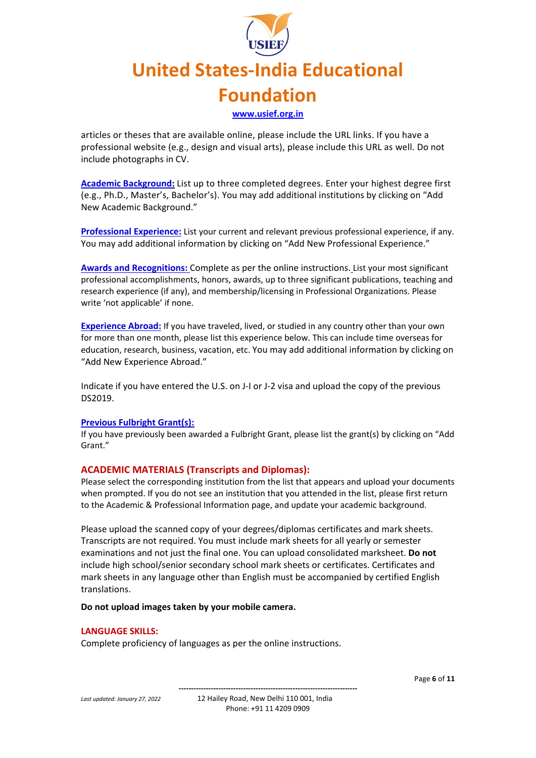articles or theses that are available online, please include the URL links. If you have a professional website (e.g., design and visual arts), please include this URL as well. Do not include photographs in CV.

**Academic Background:** List up to three completed degrees. Enter your highest degree first (e.g., Ph.D., Master's, Bachelor's). You may add additional institutions by clicking on "Add New Academic Background."

**Professional Experience:** List your current and relevant previous professional experience, if any. You may add additional information by clicking on "Add New Professional Experience."

**Awards and Recognitions:** Complete as per the online instructions. List your most significant professional accomplishments, honors, awards, up to three significant publications, teaching and research experience (if any), and membership/licensing in Professional Organizations. Please write 'not applicable' if none.

**Experience Abroad:** If you have traveled, lived, or studied in any country other than your own for more than one month, please list this experience below. This can include time overseas for education, research, business, vacation, etc. You may add additional information by clicking on "Add New Experience Abroad."

Indicate if you have entered the U.S. on J-I or J-2 visa and upload the copy of the previous DS2019.

**Previous Fulbright Grant(s):**

If you have previously been awarded a Fulbright Grant, please list the grant(s) by clicking on "Add Grant."

## ACADEMIC MATERIALS (Transcripts and Diplomas):

Please select the corresponding institution from the list that appears and upload your documents when prompted. If you do not see an institution that you attended in the list, please first return to the Academic & Professional Information page, and update your academic background.

Please upload the scanned copy of your degrees/diplomas certificates and mark sheets. Transcripts are not required. You must include mark sheets for all yearly or semester examinations and not just the final one. You can upload consolidated marksheet. **Do not** include high school/senior secondary school mark sheets or certificates. Certificates and mark sheets in any language other than English must be accompanied by certified English translations.

**Do not upload images taken by your mobile camera.**

## LANGUAGE SKILLS:

Complete proficiency of languages as per the online instructions.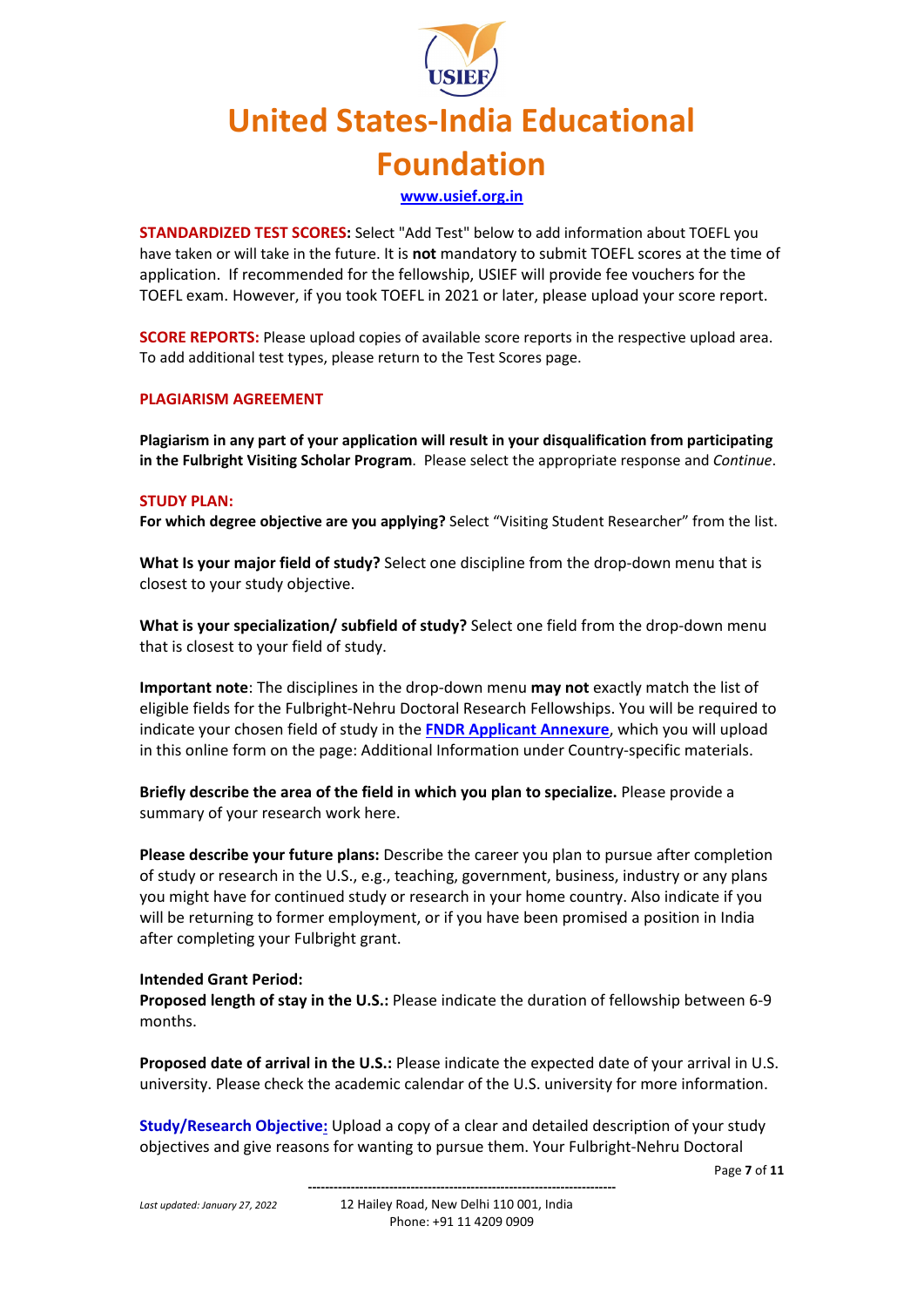**STANDARDIZED TEST SCORES:** Select "Add Test" below to add information about TOEFL you have taken or will take in the future. It is **not** mandatory to submit TOEFL scores at the time of application. If recommended for the fellowship, USIEF will provide fee vouchers for the TOEFL exam. However, if you took TOEFL in 2021 or later, please upload your score report.

**SCORE REPORTS:** Please upload copies of available score reports in the respective upload area. To add additional test types, please return to the Test Scores page.

**PLAGIARISM AGREEMENT**

**Plagiarism in any part of your application will result in your disqualification from participating in the Fulbright Visiting Scholar Program**. Please select the appropriate response and *Continue*.

**STUDY PLAN:**

**For which degree objective are you applying?** Select "Visiting Student Researcher" from the list.

**What Is your major field of study?** Select one discipline from the drop-down menu that is closest to your study objective.

**What is your specialization/ subfield of study?** Select one field from the drop-down menu that is closest to your field of study.

**Important note**: The disciplines in the drop-down menu **may not** exactly match the list of eligible fields for the Fulbright-Nehru Doctoral Research Fellowships. You will be required to indicate your chosen field of study in the **FNDR Applicant Annexure**, which you will upload in this online form on the page: Additional Information under Country-specific materials.

**Briefly describe the area of the field in which you plan to specialize.** Please provide a summary of your research work here.

**Please describe your future plans:** Describe the career you plan to pursue after completion of study or research in the U.S., e.g., teaching, government, business, industry or any plans you might have for continued study or research in your home country. Also indicate if you will be returning to former employment, or if you have been promised a position in India after completing your Fulbright grant.

**Intended Grant Period:**

**Proposed length of stay in the U.S.:** Please indicate the duration of fellowship between 6-9 months.

**Proposed date of arrival in the U.S.:** Please indicate the expected date of your arrival in U.S. university. Please check the academic calendar of the U.S. university for more information.

**Study/Research Objective:** Upload a copy of a clear and detailed description of your study objectives and give reasons for wanting to pursue them. Your Fulbright-Nehru Doctoral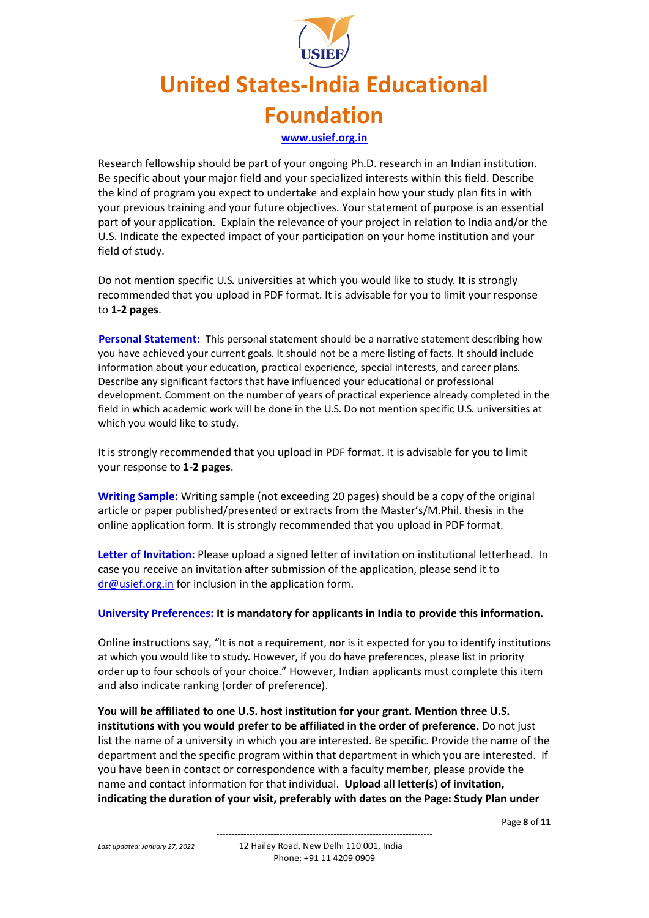Research fellowship should be part of your ongoing Ph.D. research in an Indian institution. Be specific about your major field and your specialized interests within this field. Describe the kind of program you expect to undertake and explain how your study plan fits in with your previous training and your future objectives. Your statement of purpose is an essential part of your application. Explain the relevance of your project in relation to India and/or the U.S. Indicate the expected impact of your participation on your home institution and your field of study.

Do not mention specific U.S. universities at which you would like to study. It is strongly recommended that you upload in PDF format. It is advisable for you to limit your response to **1-2 pages**.

**Personal Statement:** This personal statement should be a narrative statement describing how you have achieved your current goals. It should not be a mere listing of facts. It should include information about your education, practical experience, special interests, and career plans. Describe any significant factors that have influenced your educational or professional development. Comment on the number of years of practical experience already completed in the field in which academic work will be done in the U.S. Do not mention specific U.S. universities at which you would like to study.

It is strongly recommended that you upload in PDF format. It is advisable for you to limit your response to **1-2 pages**.

**Writing Sample:** Writing sample (not exceeding 20 pages) should be a copy of the original article or paper published/presented or extracts from the Master's/M.Phil. thesis in the online application form. It is strongly recommended that you upload in PDF format.

**Letter of Invitation:** Please upload a signed letter of invitation on institutional letterhead. In case you receive an invitation after submission of the application, please send it to dr@usief.org.in for inclusion in the application form.

**University Preferences: It is mandatory for applicants in India to provide this information.**

Online instructions say, "It is not a requirement, nor is it expected for you to identify institutions at which you would like to study. However, if you do have preferences, please list in priority order up to four schools of your choice." However, Indian applicants must complete this item and also indicate ranking (order of preference).

**You will be affiliated to one U.S. host institution for your grant. Mention three U.S. institutions with you would prefer to be affiliated in the order of preference.** Do not just list the name of a university in which you are interested. Be specific. Provide the name of the department and the specific program within that department in which you are interested. If you have been in contact or correspondence with a faculty member, please provide the name and contact information for that individual. **Upload all letter(s) of invitation, indicating the duration of your visit, preferably with dates on the Page: Study Plan under**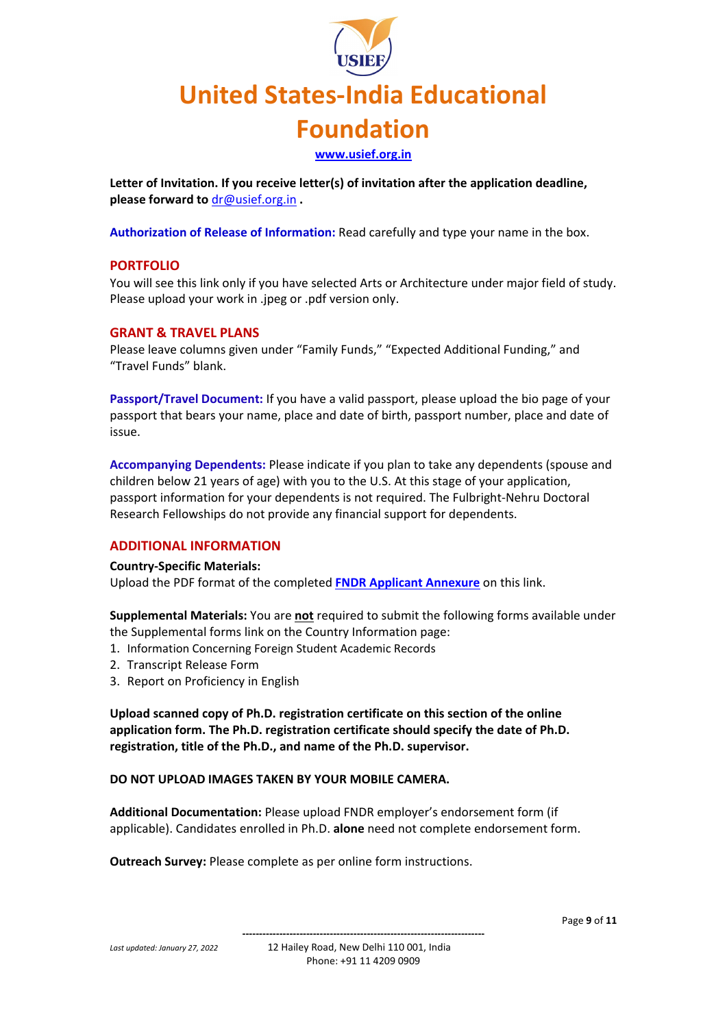**Letter of Invitation. If you receive letter(s) of invitation after the application deadline, please forward to dr@usief.org.in .**

**Authorization of Release of Information:** Read carefully and type your name in the box.

## PORTFOLIO

You will see this link only if you have selected Arts or Architecture under major field of study. Please upload your work in .jpeg or .pdf version only.

## GRANT & TRAVEL PLANS

Please leave columns given under "Family Funds," "Expected Additional Funding," and "Travel Funds" blank.

**Passport/Travel Document:** If you have a valid passport, please upload the bio page of your passport that bears your name, place and date of birth, passport number, place and date of issue.

**Accompanying Dependents:** Please indicate if you plan to take any dependents (spouse and children below 21 years of age) with you to the U.S. At this stage of your application, passport information for your dependents is not required. The Fulbright-Nehru Doctoral Research Fellowships do not provide any financial support for dependents.

## ADDITIONAL INFORMATION

**Country-Specific Materials:**
Upload the PDF format of the completed **FNDR Applicant Annexure** on this link.

**Supplemental Materials:** You are **not** required to submit the following forms available under the Supplemental forms link on the Country Information page:

1. Information Concerning Foreign Student Academic Records
2. Transcript Release Form
3. Report on Proficiency in English

**Upload scanned copy of Ph.D. registration certificate on this section of the online application form. The Ph.D. registration certificate should specify the date of Ph.D. registration, title of the Ph.D., and name of the Ph.D. supervisor.**

**DO NOT UPLOAD IMAGES TAKEN BY YOUR MOBILE CAMERA.**

**Additional Documentation:** Please upload FNDR employer's endorsement form (if applicable). Candidates enrolled in Ph.D. **alone** need not complete endorsement form.

**Outreach Survey:** Please complete as per online form instructions.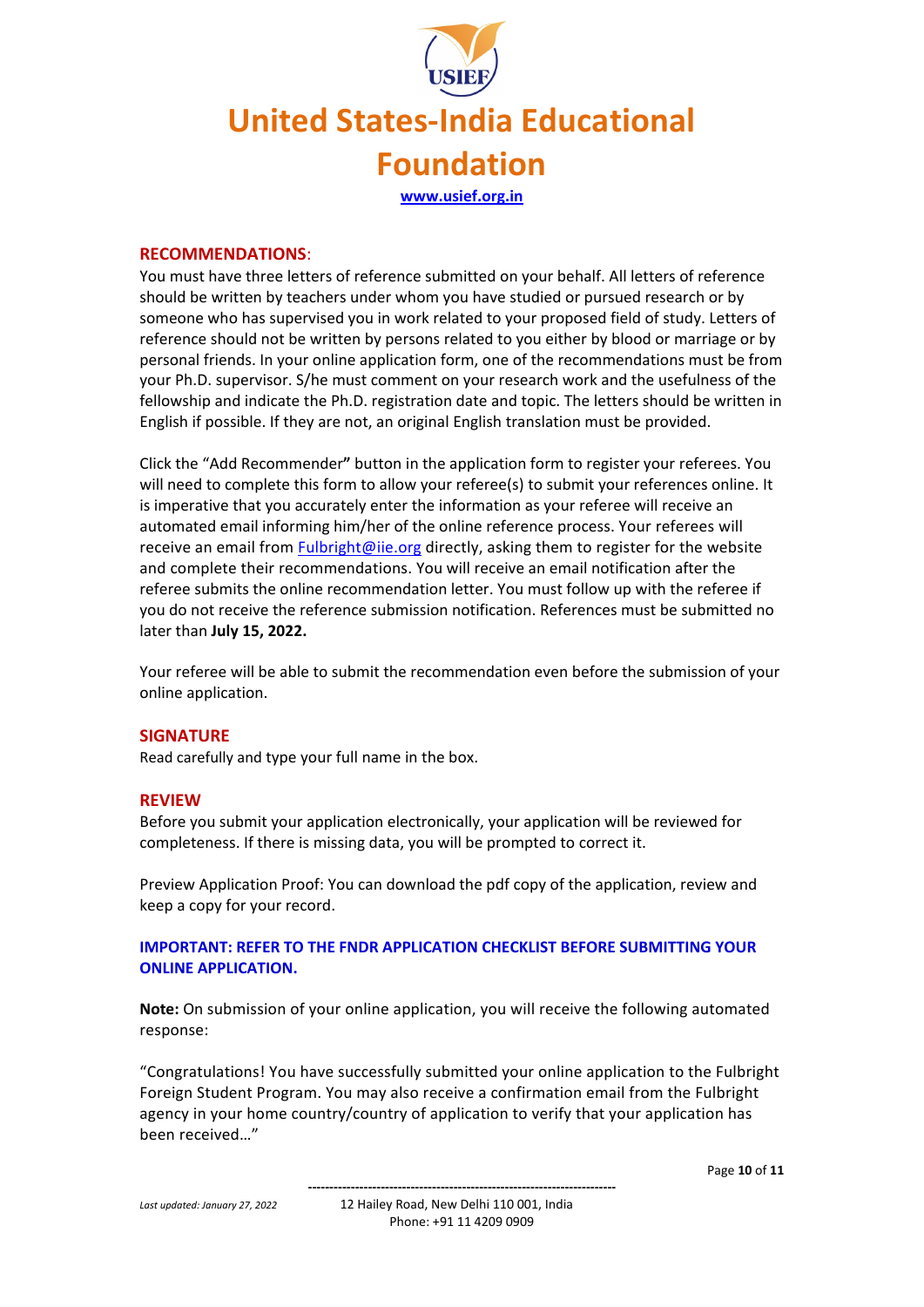# United States-India Educational Foundation

www.usief.org.in

## RECOMMENDATIONS:

You must have three letters of reference submitted on your behalf. All letters of reference should be written by teachers under whom you have studied or pursued research or by someone who has supervised you in work related to your proposed field of study. Letters of reference should not be written by persons related to you either by blood or marriage or by personal friends. In your online application form, one of the recommendations must be from your Ph.D. supervisor. S/he must comment on your research work and the usefulness of the fellowship and indicate the Ph.D. registration date and topic. The letters should be written in English if possible. If they are not, an original English translation must be provided.

Click the "Add Recommender**"** button in the application form to register your referees. You will need to complete this form to allow your referee(s) to submit your references online. It is imperative that you accurately enter the information as your referee will receive an automated email informing him/her of the online reference process. Your referees will receive an email from Fulbright@iie.org directly, asking them to register for the website and complete their recommendations. You will receive an email notification after the referee submits the online recommendation letter. You must follow up with the referee if you do not receive the reference submission notification. References must be submitted no later than **July 15, 2022.**

Your referee will be able to submit the recommendation even before the submission of your online application.

## SIGNATURE

Read carefully and type your full name in the box.

## REVIEW

Before you submit your application electronically, your application will be reviewed for completeness. If there is missing data, you will be prompted to correct it.

Preview Application Proof: You can download the pdf copy of the application, review and keep a copy for your record.

**IMPORTANT: REFER TO THE FNDR APPLICATION CHECKLIST BEFORE SUBMITTING YOUR ONLINE APPLICATION.**

**Note:** On submission of your online application, you will receive the following automated response:

"Congratulations! You have successfully submitted your online application to the Fulbright Foreign Student Program. You may also receive a confirmation email from the Fulbright agency in your home country/country of application to verify that your application has been received…"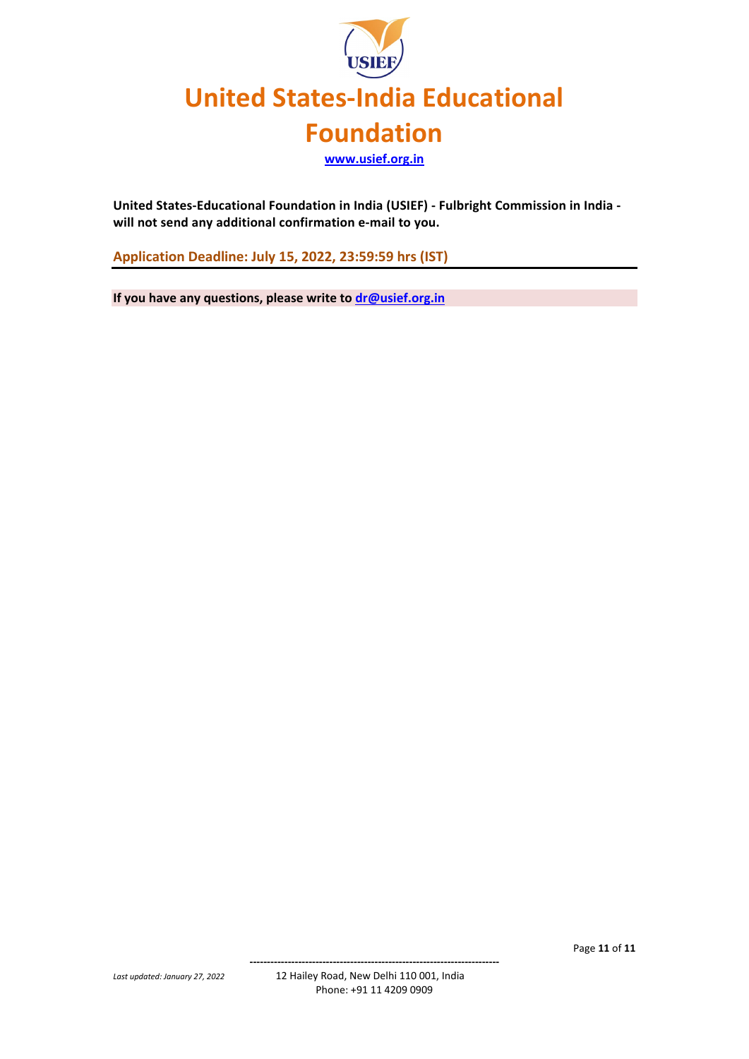# United States-India Educational Foundation

www.usief.org.in

**United States-Educational Foundation in India (USIEF) - Fulbright Commission in India - will not send any additional confirmation e-mail to you.**

**Application Deadline: July 15, 2022, 23:59:59 hrs (IST)**

**If you have any questions, please write to dr@usief.org.in**